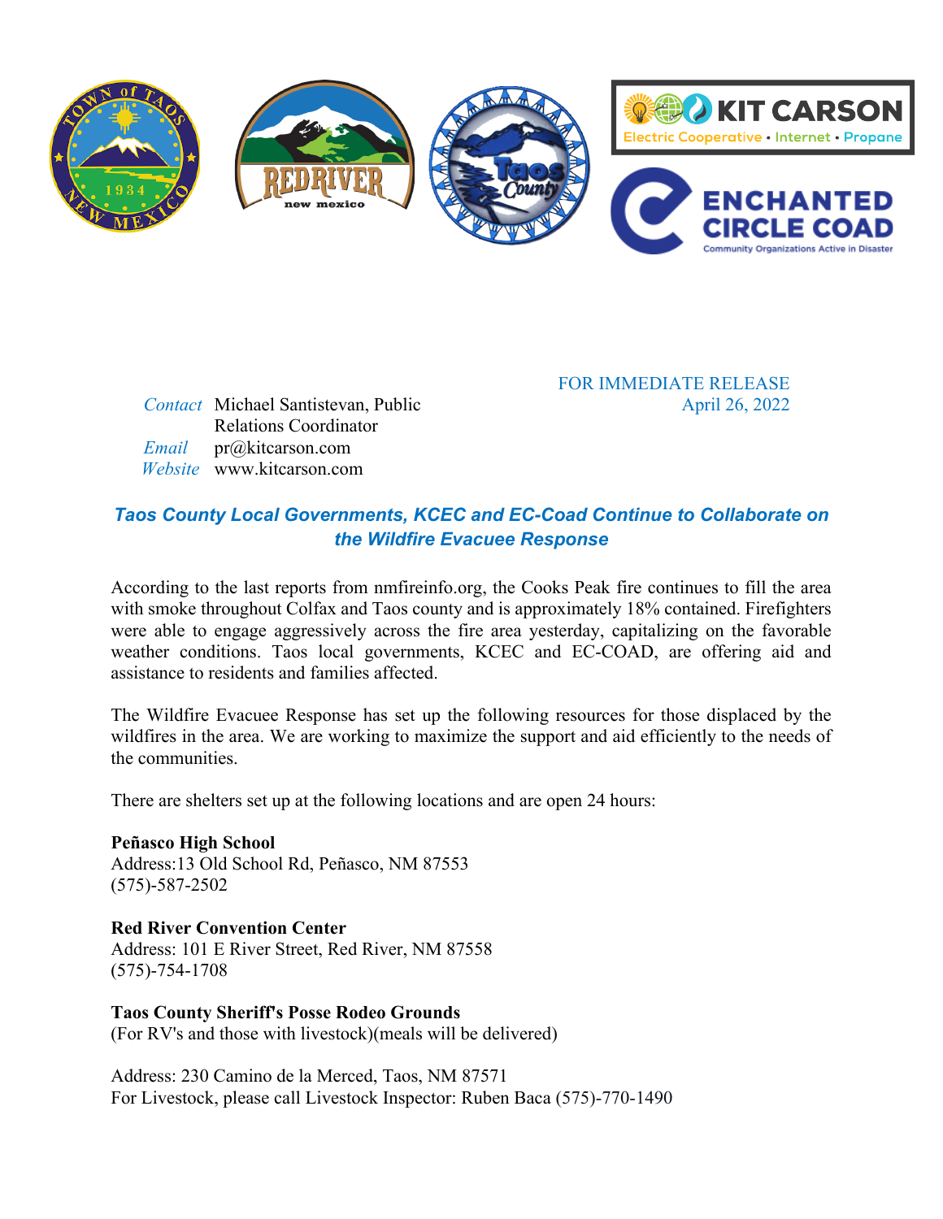FOR IMMEDIATE RELEASE
April 26, 2022

*Contact* Michael Santistevan, Public Relations Coordinator
*Email* pr@kitcarson.com
*Website* www.kitcarson.com

## *Taos County Local Governments, KCEC and EC-Coad Continue to Collaborate on the Wildfire Evacuee Response*

According to the last reports from nmfireinfo.org, the Cooks Peak fire continues to fill the area with smoke throughout Colfax and Taos county and is approximately 18% contained. Firefighters were able to engage aggressively across the fire area yesterday, capitalizing on the favorable weather conditions. Taos local governments, KCEC and EC-COAD, are offering aid and assistance to residents and families affected.

The Wildfire Evacuee Response has set up the following resources for those displaced by the wildfires in the area. We are working to maximize the support and aid efficiently to the needs of the communities.

There are shelters set up at the following locations and are open 24 hours:

**Peñasco High School**
Address:13 Old School Rd, Peñasco, NM 87553
(575)-587-2502

**Red River Convention Center**
Address: 101 E River Street, Red River, NM 87558
(575)-754-1708

**Taos County Sheriff's Posse Rodeo Grounds**
(For RV's and those with livestock)(meals will be delivered)

Address: 230 Camino de la Merced, Taos, NM 87571
For Livestock, please call Livestock Inspector: Ruben Baca (575)-770-1490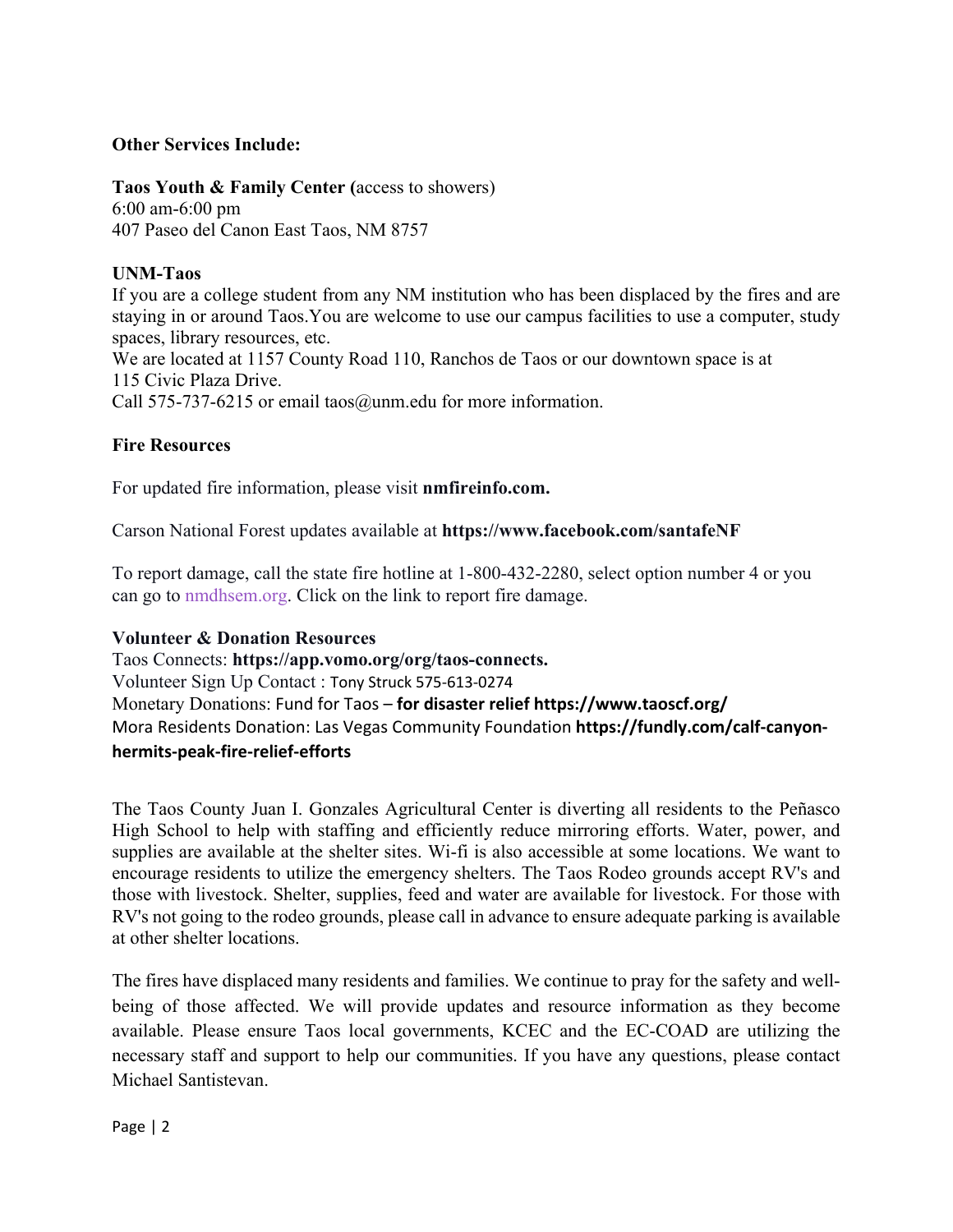**Other Services Include:**

**Taos Youth & Family Center (**access to showers)
6:00 am-6:00 pm
407 Paseo del Canon East Taos, NM 8757

**UNM-Taos**
If you are a college student from any NM institution who has been displaced by the fires and are staying in or around Taos.You are welcome to use our campus facilities to use a computer, study spaces, library resources, etc.
We are located at 1157 County Road 110, Ranchos de Taos or our downtown space is at 115 Civic Plaza Drive.
Call 575-737-6215 or email taos@unm.edu for more information.

**Fire Resources**

For updated fire information, please visit **nmfireinfo.com.**

Carson National Forest updates available at **https://www.facebook.com/santafeNF**

To report damage, call the state fire hotline at 1-800-432-2280, select option number 4 or you can go to nmdhsem.org. Click on the link to report fire damage.

**Volunteer & Donation Resources**
Taos Connects: **https://app.vomo.org/org/taos-connects.**
Volunteer Sign Up Contact : Tony Struck 575-613-0274
Monetary Donations: Fund for Taos – **for disaster relief https://www.taoscf.org/**
Mora Residents Donation: Las Vegas Community Foundation **https://fundly.com/calf-canyon-hermits-peak-fire-relief-efforts**

The Taos County Juan I. Gonzales Agricultural Center is diverting all residents to the Peñasco High School to help with staffing and efficiently reduce mirroring efforts. Water, power, and supplies are available at the shelter sites. Wi-fi is also accessible at some locations. We want to encourage residents to utilize the emergency shelters. The Taos Rodeo grounds accept RV's and those with livestock. Shelter, supplies, feed and water are available for livestock. For those with RV's not going to the rodeo grounds, please call in advance to ensure adequate parking is available at other shelter locations.

The fires have displaced many residents and families. We continue to pray for the safety and well-being of those affected. We will provide updates and resource information as they become available. Please ensure Taos local governments, KCEC and the EC-COAD are utilizing the necessary staff and support to help our communities. If you have any questions, please contact Michael Santistevan.